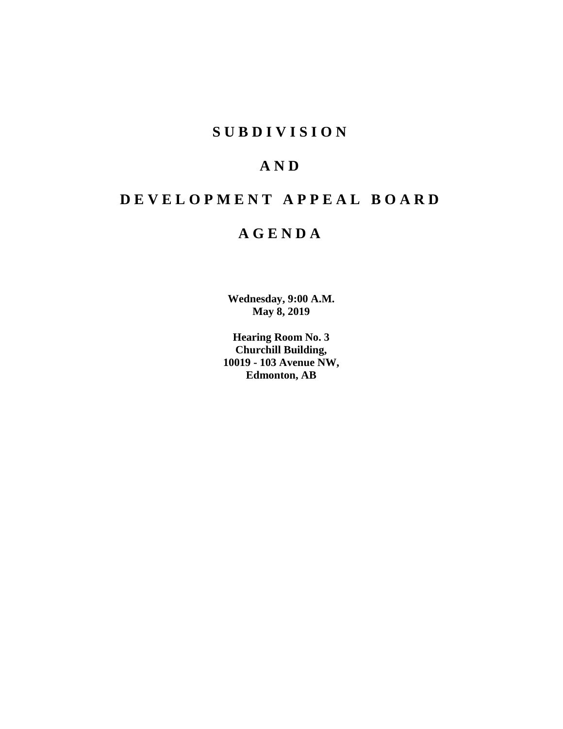# S U B D I V I S I O N

# A N D

# D E V E L O P M E N T   A P P E A L   B O A R D

# A G E N D A

**Wednesday, 9:00 A.M.**
**May 8, 2019**

**Hearing Room No. 3**
**Churchill Building,**
**10019 - 103 Avenue NW,**
**Edmonton, AB**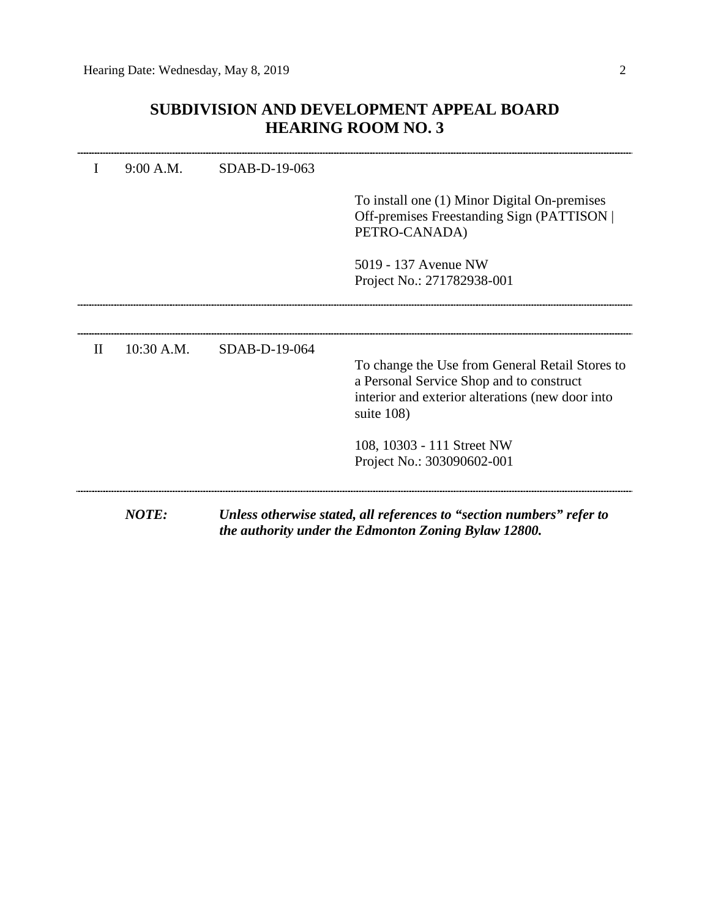## SUBDIVISION AND DEVELOPMENT APPEAL BOARD
## HEARING ROOM NO. 3

---

I 9:00 A.M. SDAB-D-19-063

To install one (1) Minor Digital On-premises Off-premises Freestanding Sign (PATTISON | PETRO-CANADA)

5019 - 137 Avenue NW
Project No.: 271782938-001

---

II 10:30 A.M. SDAB-D-19-064

To change the Use from General Retail Stores to a Personal Service Shop and to construct interior and exterior alterations (new door into suite 108)

108, 10303 - 111 Street NW
Project No.: 303090602-001

---

***NOTE: Unless otherwise stated, all references to "section numbers" refer to the authority under the Edmonton Zoning Bylaw 12800.***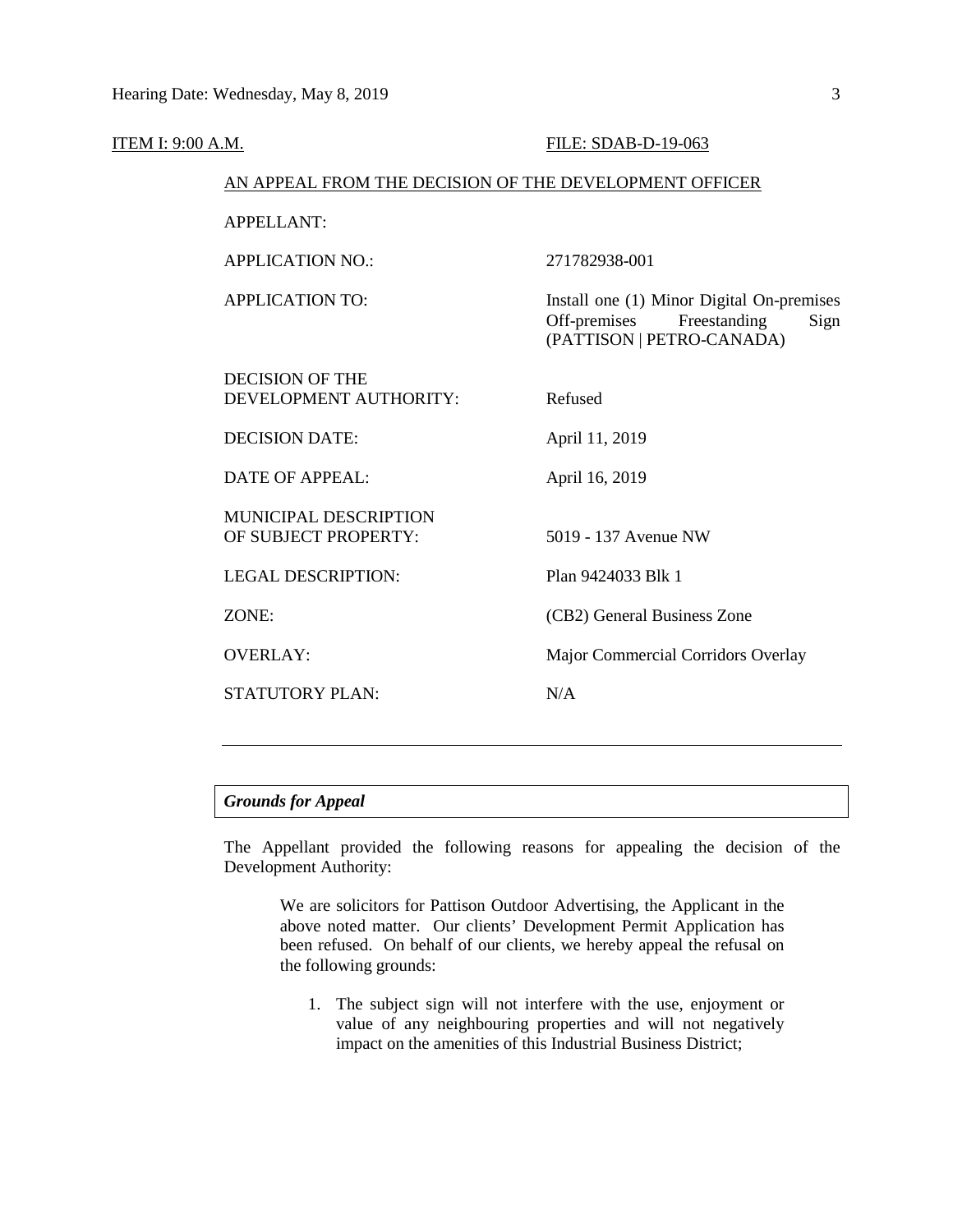ITEM I: 9:00 A.M. FILE: SDAB-D-19-063

AN APPEAL FROM THE DECISION OF THE DEVELOPMENT OFFICER

| | |
|---|---|
| APPELLANT: | |
| APPLICATION NO.: | 271782938-001 |
| APPLICATION TO: | Install one (1) Minor Digital On-premises Off-premises Freestanding Sign (PATTISON \| PETRO-CANADA) |
| DECISION OF THE DEVELOPMENT AUTHORITY: | Refused |
| DECISION DATE: | April 11, 2019 |
| DATE OF APPEAL: | April 16, 2019 |
| MUNICIPAL DESCRIPTION OF SUBJECT PROPERTY: | 5019 - 137 Avenue NW |
| LEGAL DESCRIPTION: | Plan 9424033 Blk 1 |
| ZONE: | (CB2) General Business Zone |
| OVERLAY: | Major Commercial Corridors Overlay |
| STATUTORY PLAN: | N/A |

---

***Grounds for Appeal***

The Appellant provided the following reasons for appealing the decision of the Development Authority:

> We are solicitors for Pattison Outdoor Advertising, the Applicant in the above noted matter. Our clients' Development Permit Application has been refused. On behalf of our clients, we hereby appeal the refusal on the following grounds:
>
> 1. The subject sign will not interfere with the use, enjoyment or value of any neighbouring properties and will not negatively impact on the amenities of this Industrial Business District;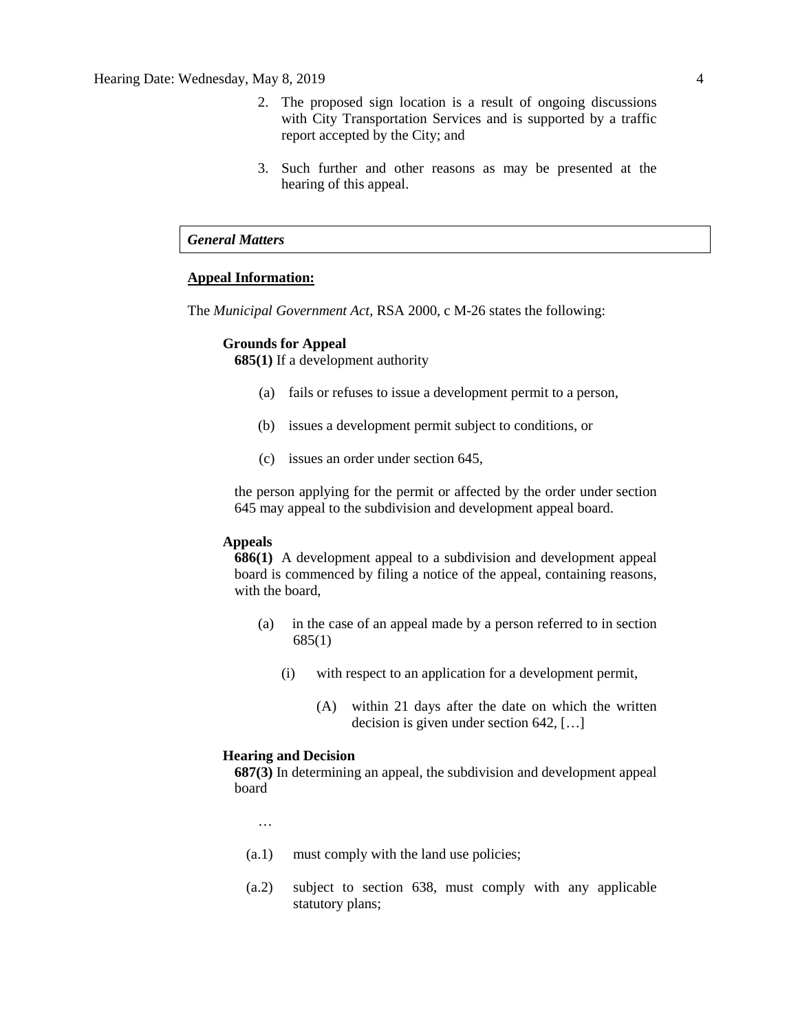2. The proposed sign location is a result of ongoing discussions with City Transportation Services and is supported by a traffic report accepted by the City; and

3. Such further and other reasons as may be presented at the hearing of this appeal.

### *General Matters*

**Appeal Information:**

The *Municipal Government Act*, RSA 2000, c M-26 states the following:

**Grounds for Appeal**

**685(1)** If a development authority

(a) fails or refuses to issue a development permit to a person,

(b) issues a development permit subject to conditions, or

(c) issues an order under section 645,

the person applying for the permit or affected by the order under section 645 may appeal to the subdivision and development appeal board.

**Appeals**

**686(1)** A development appeal to a subdivision and development appeal board is commenced by filing a notice of the appeal, containing reasons, with the board,

(a) in the case of an appeal made by a person referred to in section 685(1)

(i) with respect to an application for a development permit,

(A) within 21 days after the date on which the written decision is given under section 642, […]

**Hearing and Decision**

**687(3)** In determining an appeal, the subdivision and development appeal board

…

(a.1) must comply with the land use policies;

(a.2) subject to section 638, must comply with any applicable statutory plans;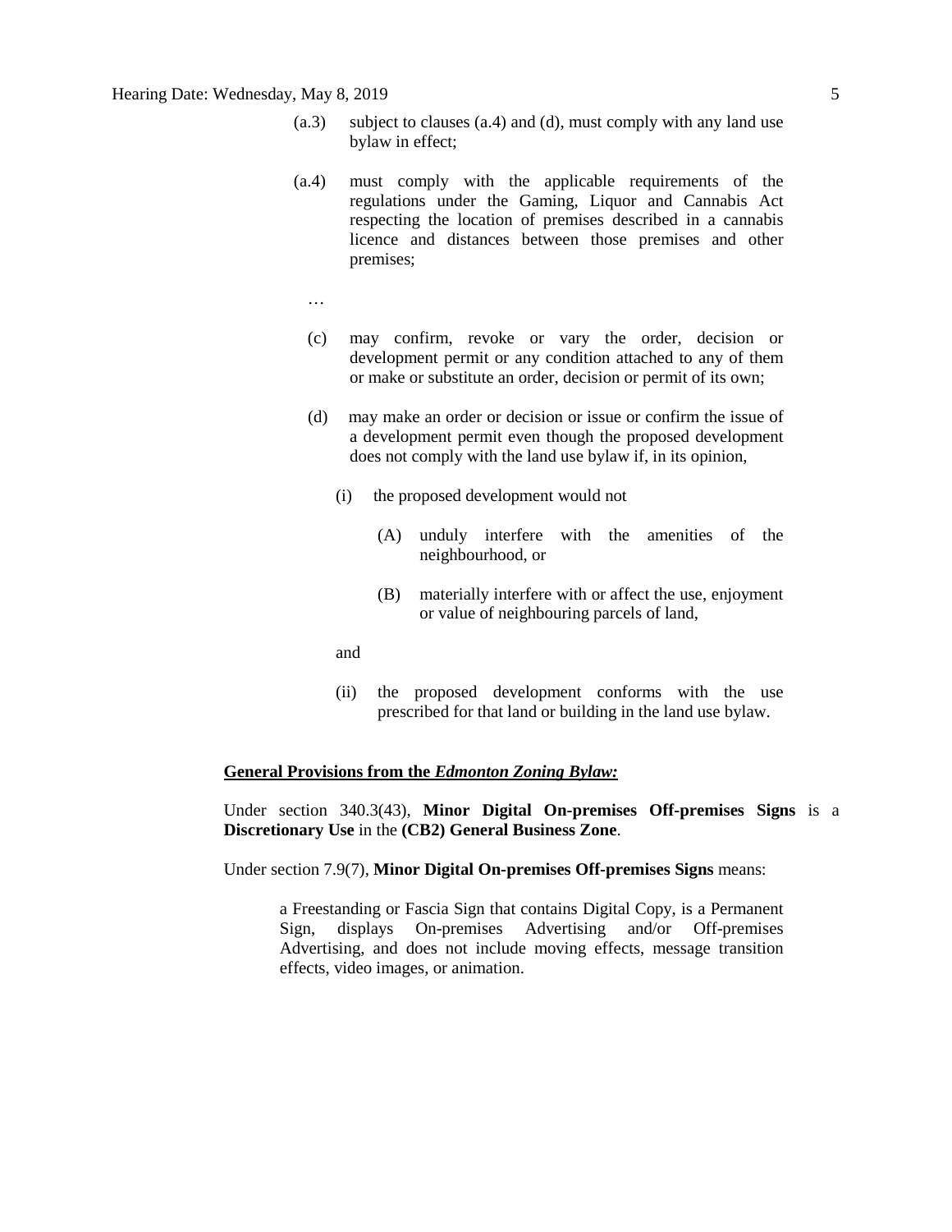(a.3) subject to clauses (a.4) and (d), must comply with any land use bylaw in effect;

(a.4) must comply with the applicable requirements of the regulations under the Gaming, Liquor and Cannabis Act respecting the location of premises described in a cannabis licence and distances between those premises and other premises;

…

(c) may confirm, revoke or vary the order, decision or development permit or any condition attached to any of them or make or substitute an order, decision or permit of its own;

(d) may make an order or decision or issue or confirm the issue of a development permit even though the proposed development does not comply with the land use bylaw if, in its opinion,

(i) the proposed development would not

(A) unduly interfere with the amenities of the neighbourhood, or

(B) materially interfere with or affect the use, enjoyment or value of neighbouring parcels of land,

and

(ii) the proposed development conforms with the use prescribed for that land or building in the land use bylaw.

**General Provisions from the *Edmonton Zoning Bylaw:***

Under section 340.3(43), **Minor Digital On-premises Off-premises Signs** is a **Discretionary Use** in the **(CB2) General Business Zone**.

Under section 7.9(7), **Minor Digital On-premises Off-premises Signs** means:

> a Freestanding or Fascia Sign that contains Digital Copy, is a Permanent Sign, displays On-premises Advertising and/or Off-premises Advertising, and does not include moving effects, message transition effects, video images, or animation.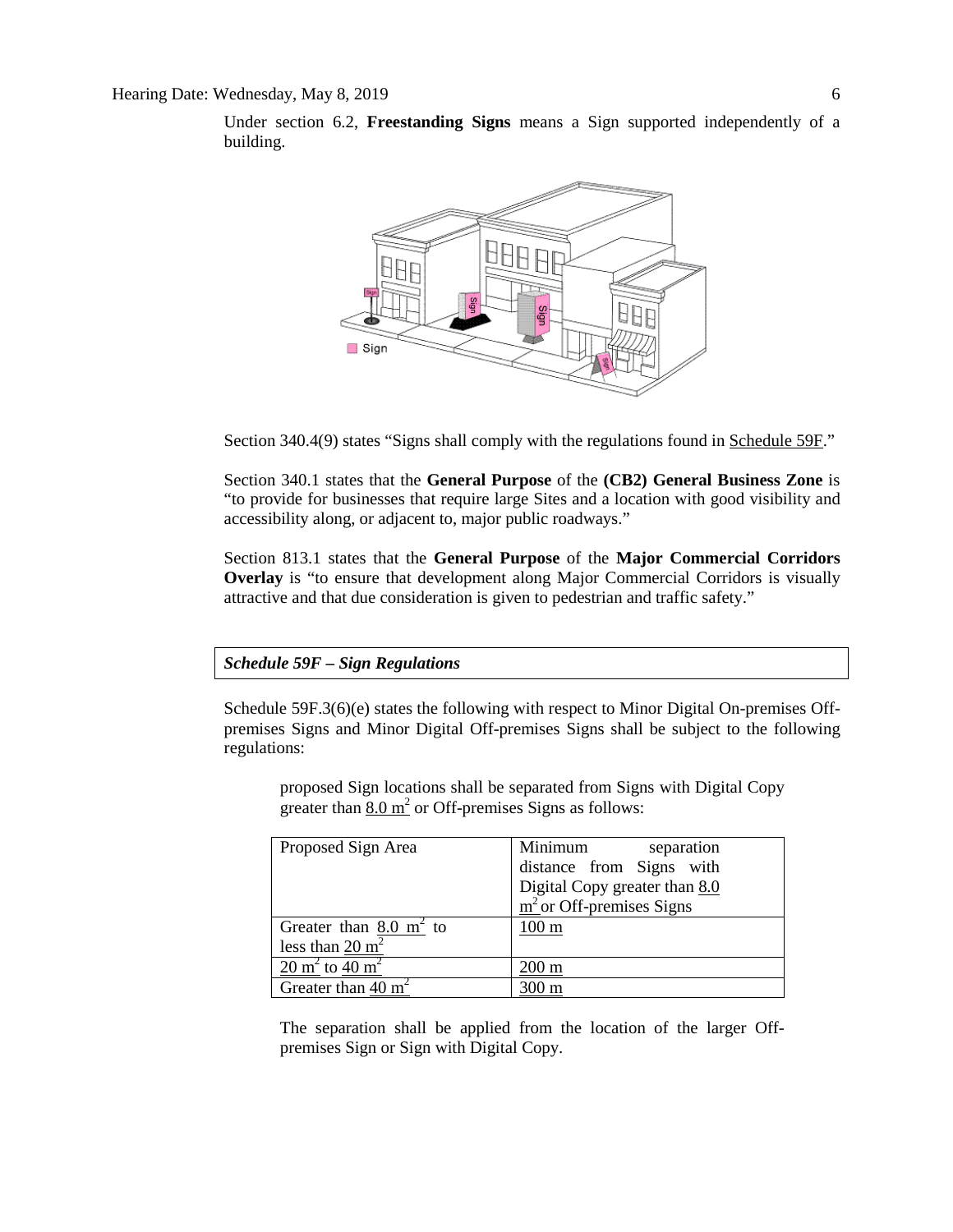Under section 6.2, **Freestanding Signs** means a Sign supported independently of a building.

Section 340.4(9) states "Signs shall comply with the regulations found in Schedule 59F."

Section 340.1 states that the **General Purpose** of the **(CB2) General Business Zone** is "to provide for businesses that require large Sites and a location with good visibility and accessibility along, or adjacent to, major public roadways."

Section 813.1 states that the **General Purpose** of the **Major Commercial Corridors Overlay** is "to ensure that development along Major Commercial Corridors is visually attractive and that due consideration is given to pedestrian and traffic safety."

***Schedule 59F – Sign Regulations***

Schedule 59F.3(6)(e) states the following with respect to Minor Digital On-premises Off-premises Signs and Minor Digital Off-premises Signs shall be subject to the following regulations:

> proposed Sign locations shall be separated from Signs with Digital Copy greater than 8.0 $m^2$ or Off-premises Signs as follows:

| Proposed Sign Area | Minimum separation distance from Signs with Digital Copy greater than 8.0 $m^2$ or Off-premises Signs |
|---|---|
| Greater than 8.0 $m^2$ to less than 20 $m^2$ | 100 m |
| 20 $m^2$ to 40 $m^2$ | 200 m |
| Greater than 40 $m^2$ | 300 m |

> The separation shall be applied from the location of the larger Off-premises Sign or Sign with Digital Copy.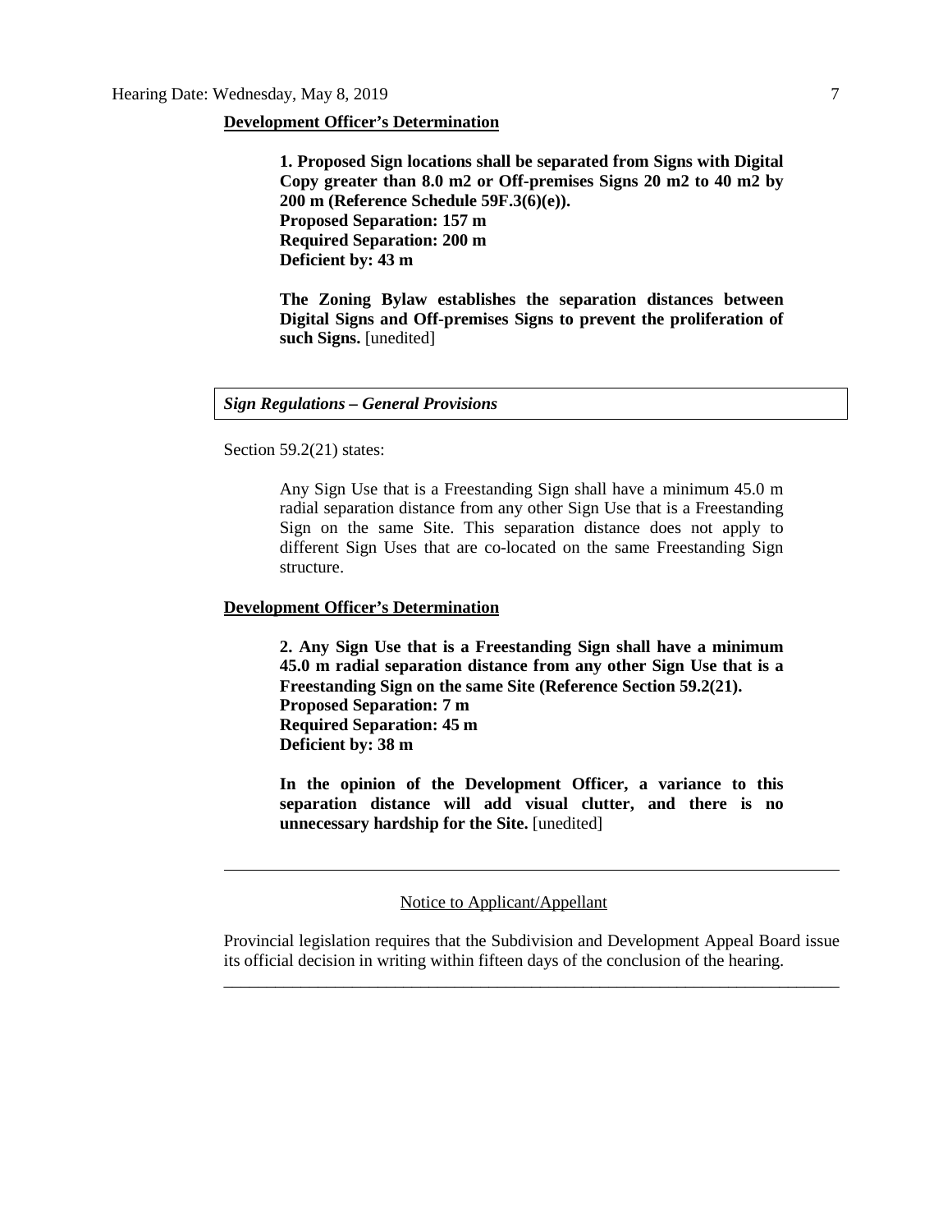**Development Officer's Determination**

> **1. Proposed Sign locations shall be separated from Signs with Digital Copy greater than 8.0 m2 or Off-premises Signs 20 m2 to 40 m2 by 200 m (Reference Schedule 59F.3(6)(e)).**
> **Proposed Separation: 157 m**
> **Required Separation: 200 m**
> **Deficient by: 43 m**
>
> **The Zoning Bylaw establishes the separation distances between Digital Signs and Off-premises Signs to prevent the proliferation of such Signs.** [unedited]

***Sign Regulations – General Provisions***

Section 59.2(21) states:

> Any Sign Use that is a Freestanding Sign shall have a minimum 45.0 m radial separation distance from any other Sign Use that is a Freestanding Sign on the same Site. This separation distance does not apply to different Sign Uses that are co-located on the same Freestanding Sign structure.

**Development Officer's Determination**

> **2. Any Sign Use that is a Freestanding Sign shall have a minimum 45.0 m radial separation distance from any other Sign Use that is a Freestanding Sign on the same Site (Reference Section 59.2(21).**
> **Proposed Separation: 7 m**
> **Required Separation: 45 m**
> **Deficient by: 38 m**
>
> **In the opinion of the Development Officer, a variance to this separation distance will add visual clutter, and there is no unnecessary hardship for the Site.** [unedited]

---

Notice to Applicant/Appellant

Provincial legislation requires that the Subdivision and Development Appeal Board issue its official decision in writing within fifteen days of the conclusion of the hearing.

---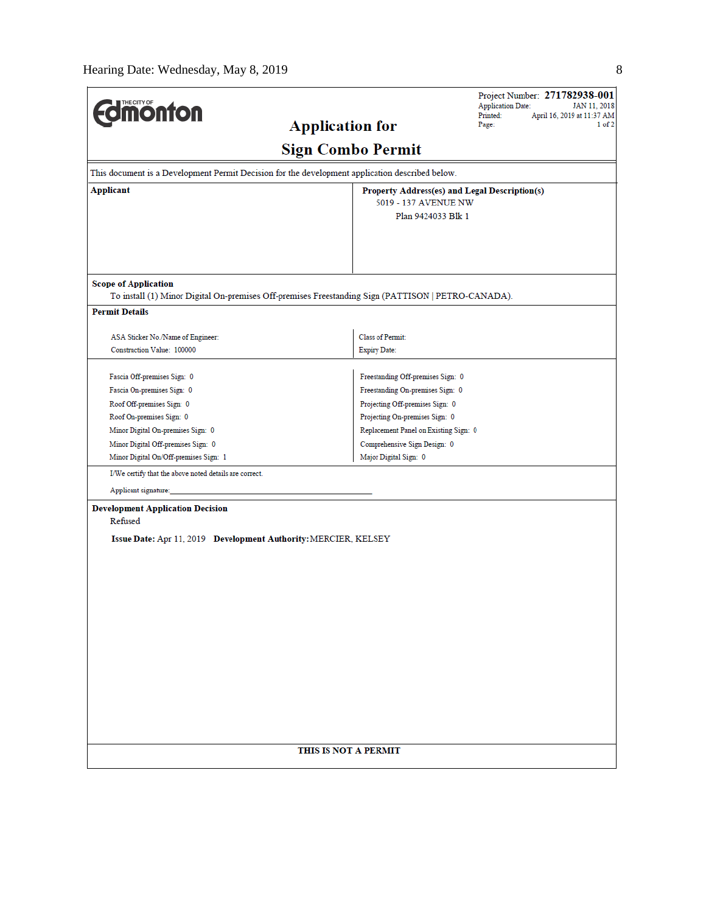THE CITY OF Edmonton

## Application for Sign Combo Permit

Project Number: **271782938-001**
Application Date: JAN 11, 2018
Printed: April 16, 2019 at 11:37 AM
Page: 1 of 2

This document is a Development Permit Decision for the development application described below.

| **Applicant** | **Property Address(es) and Legal Description(s)** |
|---|---|
| | 5019 - 137 AVENUE NW<br>Plan 9424033 Blk 1 |

**Scope of Application**

To install (1) Minor Digital On-premises Off-premises Freestanding Sign (PATTISON | PETRO-CANADA).

**Permit Details**

| | |
|---|---|
| ASA Sticker No./Name of Engineer: | Class of Permit: |
| Construction Value: 100000 | Expiry Date: |

| | |
|---|---|
| Fascia Off-premises Sign: 0 | Freestanding Off-premises Sign: 0 |
| Fascia On-premises Sign: 0 | Freestanding On-premises Sign: 0 |
| Roof Off-premises Sign: 0 | Projecting Off-premises Sign: 0 |
| Roof On-premises Sign: 0 | Projecting On-premises Sign: 0 |
| Minor Digital On-premises Sign: 0 | Replacement Panel on Existing Sign: 0 |
| Minor Digital Off-premises Sign: 0 | Comprehensive Sign Design: 0 |
| Minor Digital On/Off-premises Sign: 1 | Major Digital Sign: 0 |

I/We certify that the above noted details are correct.

Applicant signature: ______________________________

**Development Application Decision**

Refused

**Issue Date:** Apr 11, 2019 **Development Authority:** MERCIER, KELSEY

**THIS IS NOT A PERMIT**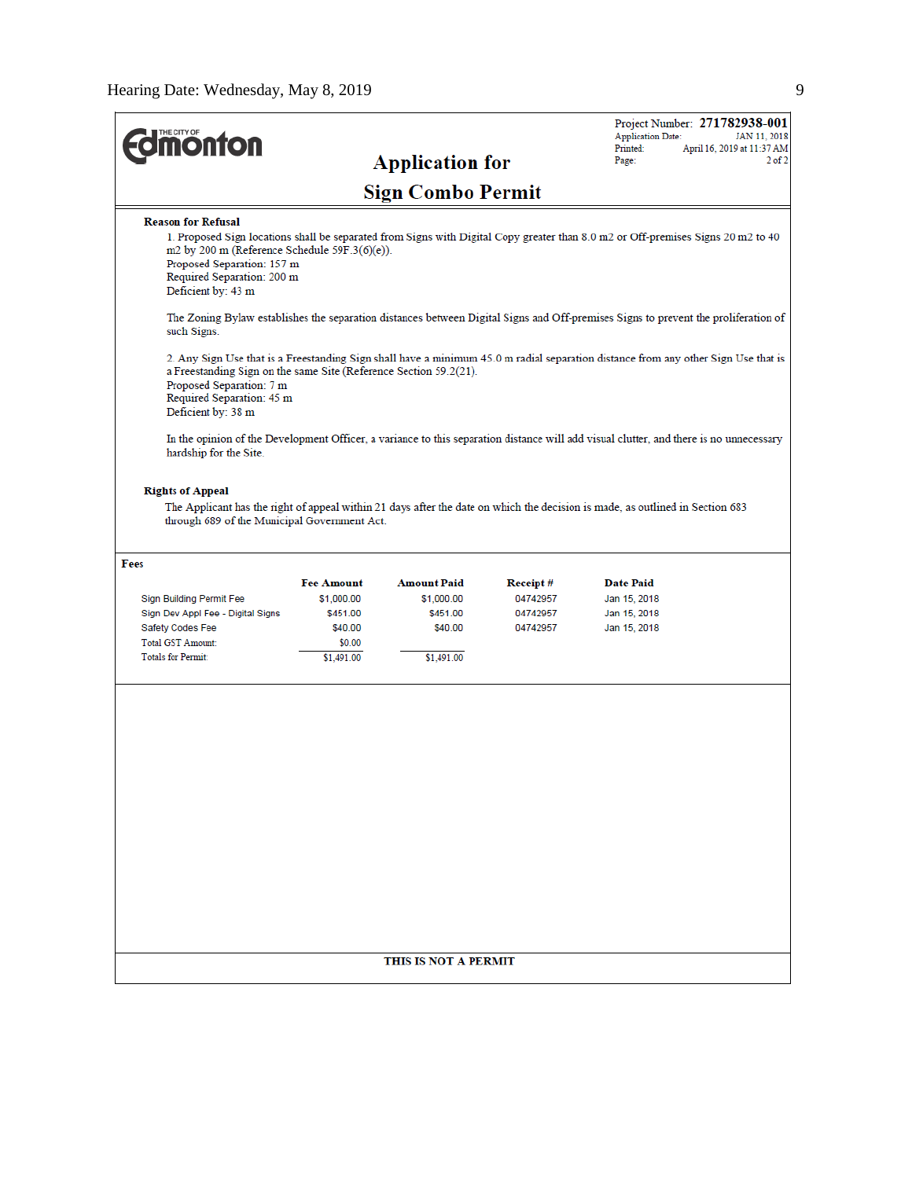**THE CITY OF Edmonton**

# Application for Sign Combo Permit

Project Number: **271782938-001**
Application Date: JAN 11, 2018
Printed: April 16, 2019 at 11:37 AM
Page: 2 of 2

**Reason for Refusal**

1. Proposed Sign locations shall be separated from Signs with Digital Copy greater than 8.0 m2 or Off-premises Signs 20 m2 to 40 m2 by 200 m (Reference Schedule 59F.3(6)(e)).
Proposed Separation: 157 m
Required Separation: 200 m
Deficient by: 43 m

The Zoning Bylaw establishes the separation distances between Digital Signs and Off-premises Signs to prevent the proliferation of such Signs.

2. Any Sign Use that is a Freestanding Sign shall have a minimum 45.0 m radial separation distance from any other Sign Use that is a Freestanding Sign on the same Site (Reference Section 59.2(21).
Proposed Separation: 7 m
Required Separation: 45 m
Deficient by: 38 m

In the opinion of the Development Officer, a variance to this separation distance will add visual clutter, and there is no unnecessary hardship for the Site.

**Rights of Appeal**

The Applicant has the right of appeal within 21 days after the date on which the decision is made, as outlined in Section 683 through 689 of the Municipal Government Act.

**Fees**

| | Fee Amount | Amount Paid | Receipt # | Date Paid |
|---|---|---|---|---|
| Sign Building Permit Fee | $1,000.00 | $1,000.00 | 04742957 | Jan 15, 2018 |
| Sign Dev Appl Fee - Digital Signs | $451.00 | $451.00 | 04742957 | Jan 15, 2018 |
| Safety Codes Fee | $40.00 | $40.00 | 04742957 | Jan 15, 2018 |
| Total GST Amount: | $0.00 | | | |
| Totals for Permit: | $1,491.00 | $1,491.00 | | |

**THIS IS NOT A PERMIT**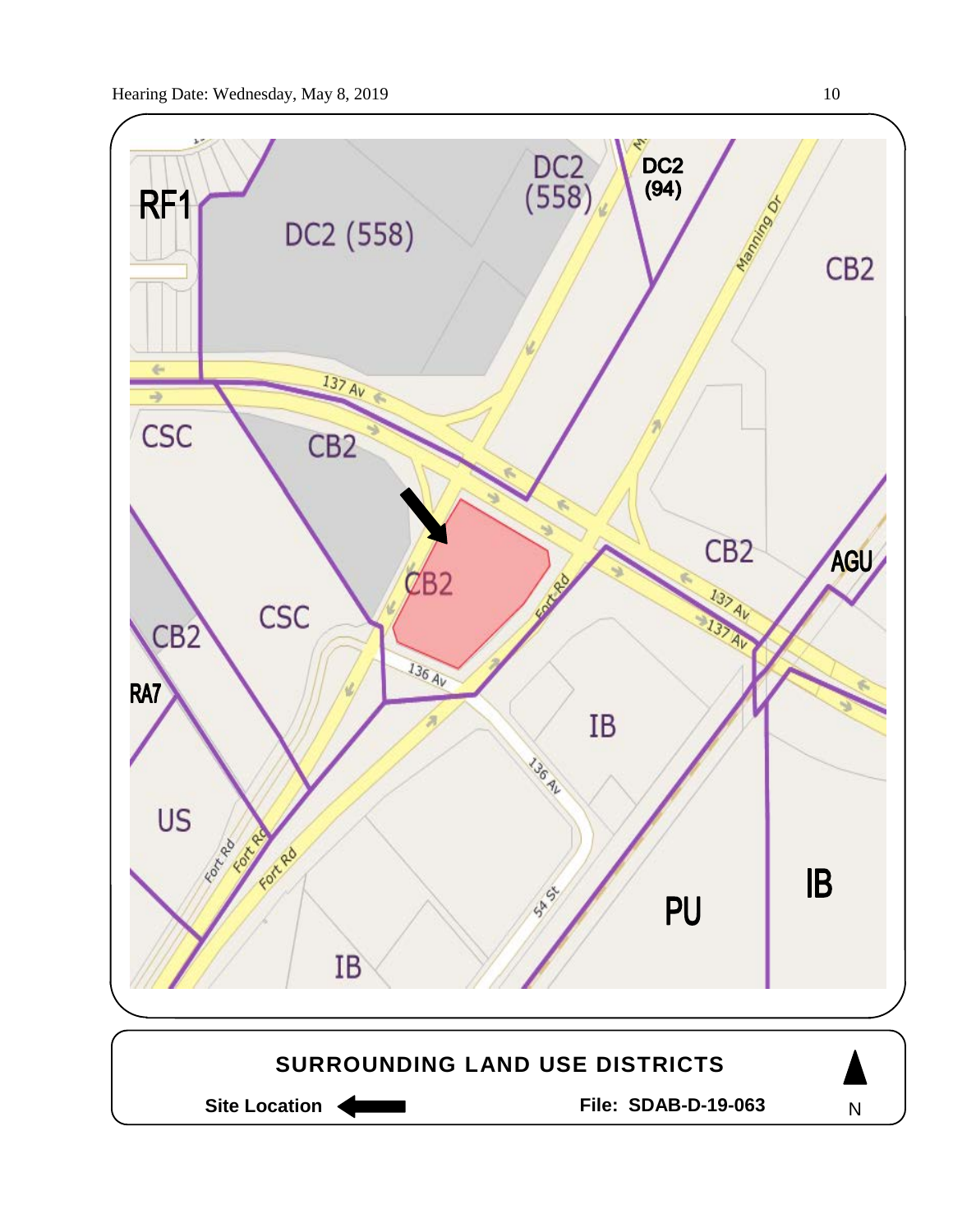RF1

DC2 (558)

DC2 (558)

DC2 (94)

CB2

CSC

CB2

CB2

CB2

AGU

CSC

CB2

RA7

US

IB

PU

IB

IB

137 Av

136 Av

Fort Rd

Manning Dr

54 St

**SURROUNDING LAND USE DISTRICTS**

**Site Location** ←

**File: SDAB-D-19-063**

N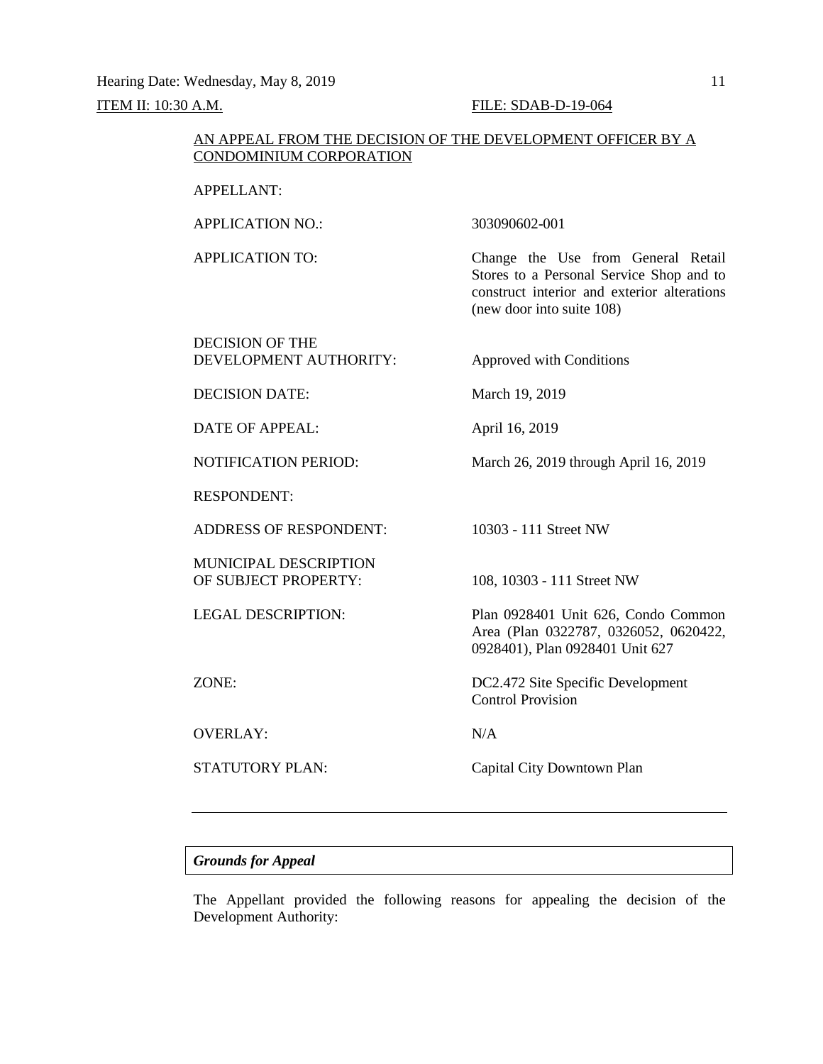ITEM II: 10:30 A.M. FILE: SDAB-D-19-064

AN APPEAL FROM THE DECISION OF THE DEVELOPMENT OFFICER BY A CONDOMINIUM CORPORATION

| | |
|---|---|
| APPELLANT: | |
| APPLICATION NO.: | 303090602-001 |
| APPLICATION TO: | Change the Use from General Retail Stores to a Personal Service Shop and to construct interior and exterior alterations (new door into suite 108) |
| DECISION OF THE DEVELOPMENT AUTHORITY: | Approved with Conditions |
| DECISION DATE: | March 19, 2019 |
| DATE OF APPEAL: | April 16, 2019 |
| NOTIFICATION PERIOD: | March 26, 2019 through April 16, 2019 |
| RESPONDENT: | |
| ADDRESS OF RESPONDENT: | 10303 - 111 Street NW |
| MUNICIPAL DESCRIPTION OF SUBJECT PROPERTY: | 108, 10303 - 111 Street NW |
| LEGAL DESCRIPTION: | Plan 0928401 Unit 626, Condo Common Area (Plan 0322787, 0326052, 0620422, 0928401), Plan 0928401 Unit 627 |
| ZONE: | DC2.472 Site Specific Development Control Provision |
| OVERLAY: | N/A |
| STATUTORY PLAN: | Capital City Downtown Plan |

---

### *Grounds for Appeal*

The Appellant provided the following reasons for appealing the decision of the Development Authority: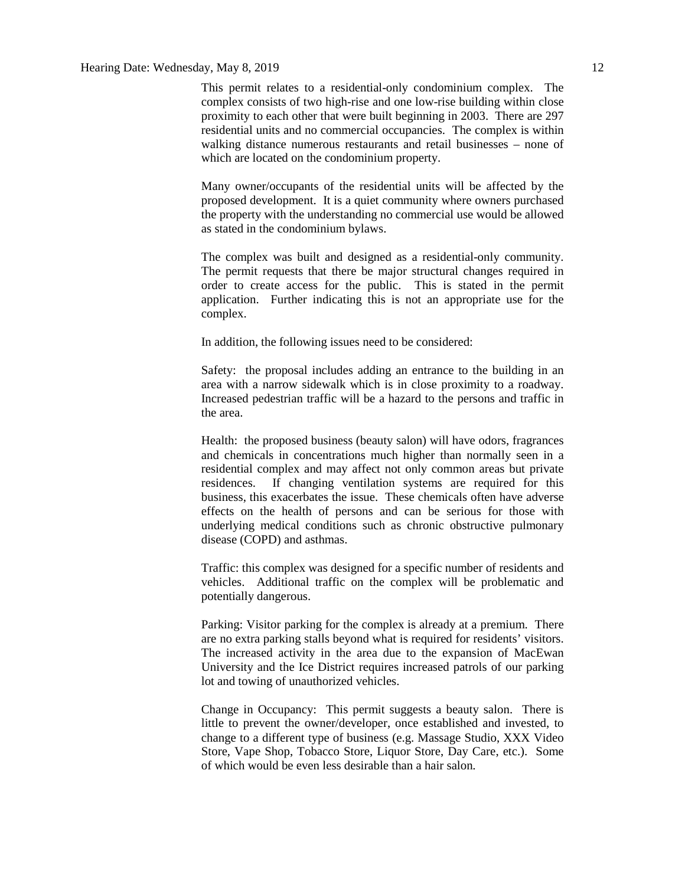This permit relates to a residential-only condominium complex. The complex consists of two high-rise and one low-rise building within close proximity to each other that were built beginning in 2003. There are 297 residential units and no commercial occupancies. The complex is within walking distance numerous restaurants and retail businesses – none of which are located on the condominium property.

Many owner/occupants of the residential units will be affected by the proposed development. It is a quiet community where owners purchased the property with the understanding no commercial use would be allowed as stated in the condominium bylaws.

The complex was built and designed as a residential-only community. The permit requests that there be major structural changes required in order to create access for the public. This is stated in the permit application. Further indicating this is not an appropriate use for the complex.

In addition, the following issues need to be considered:

Safety: the proposal includes adding an entrance to the building in an area with a narrow sidewalk which is in close proximity to a roadway. Increased pedestrian traffic will be a hazard to the persons and traffic in the area.

Health: the proposed business (beauty salon) will have odors, fragrances and chemicals in concentrations much higher than normally seen in a residential complex and may affect not only common areas but private residences. If changing ventilation systems are required for this business, this exacerbates the issue. These chemicals often have adverse effects on the health of persons and can be serious for those with underlying medical conditions such as chronic obstructive pulmonary disease (COPD) and asthmas.

Traffic: this complex was designed for a specific number of residents and vehicles. Additional traffic on the complex will be problematic and potentially dangerous.

Parking: Visitor parking for the complex is already at a premium. There are no extra parking stalls beyond what is required for residents' visitors. The increased activity in the area due to the expansion of MacEwan University and the Ice District requires increased patrols of our parking lot and towing of unauthorized vehicles.

Change in Occupancy: This permit suggests a beauty salon. There is little to prevent the owner/developer, once established and invested, to change to a different type of business (e.g. Massage Studio, XXX Video Store, Vape Shop, Tobacco Store, Liquor Store, Day Care, etc.). Some of which would be even less desirable than a hair salon.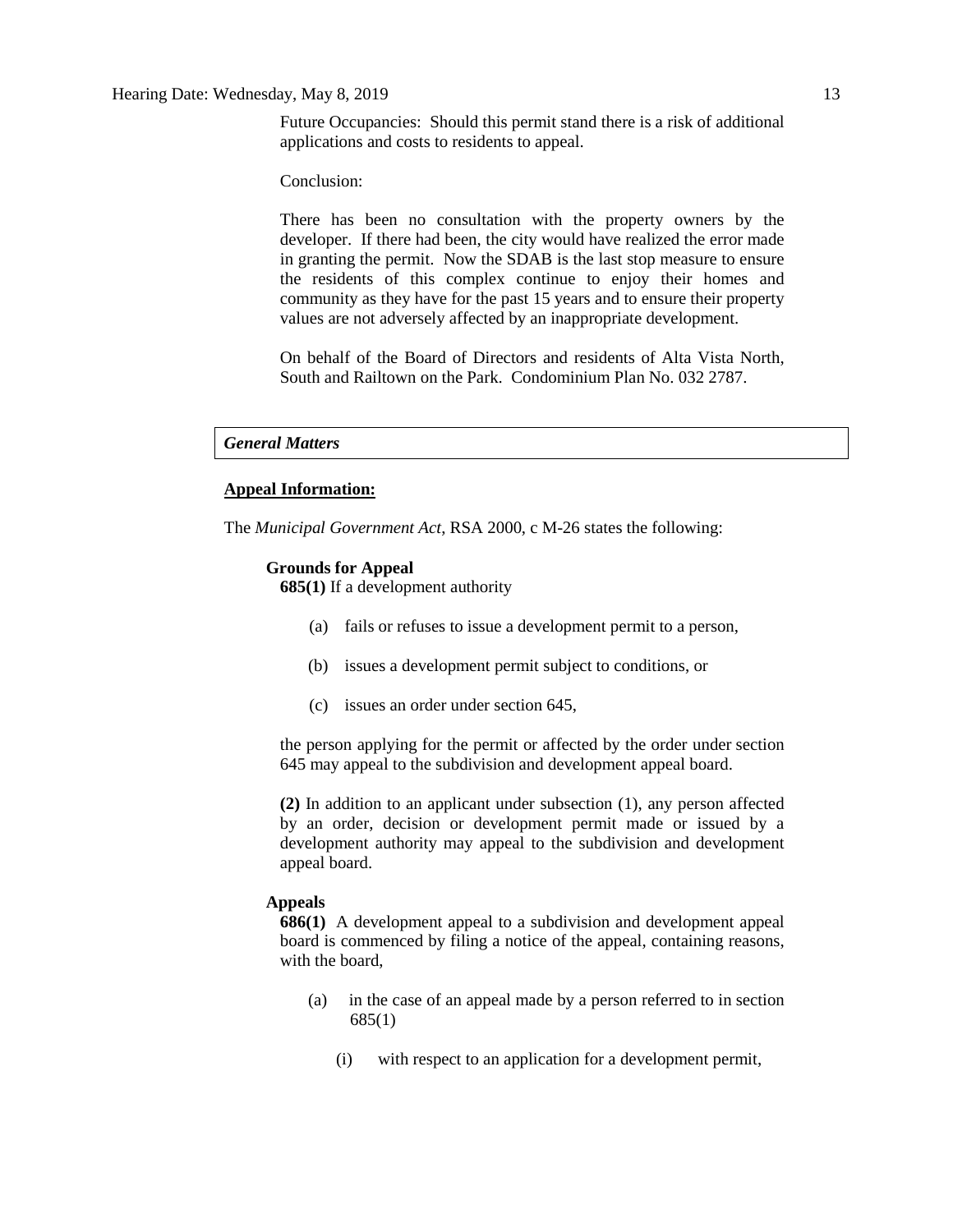Future Occupancies: Should this permit stand there is a risk of additional applications and costs to residents to appeal.

Conclusion:

There has been no consultation with the property owners by the developer. If there had been, the city would have realized the error made in granting the permit. Now the SDAB is the last stop measure to ensure the residents of this complex continue to enjoy their homes and community as they have for the past 15 years and to ensure their property values are not adversely affected by an inappropriate development.

On behalf of the Board of Directors and residents of Alta Vista North, South and Railtown on the Park. Condominium Plan No. 032 2787.

***General Matters***

**Appeal Information:**

The *Municipal Government Act*, RSA 2000, c M-26 states the following:

**Grounds for Appeal**

**685(1)** If a development authority

(a) fails or refuses to issue a development permit to a person,

(b) issues a development permit subject to conditions, or

(c) issues an order under section 645,

the person applying for the permit or affected by the order under section 645 may appeal to the subdivision and development appeal board.

**(2)** In addition to an applicant under subsection (1), any person affected by an order, decision or development permit made or issued by a development authority may appeal to the subdivision and development appeal board.

**Appeals**

**686(1)** A development appeal to a subdivision and development appeal board is commenced by filing a notice of the appeal, containing reasons, with the board,

(a) in the case of an appeal made by a person referred to in section 685(1)

(i) with respect to an application for a development permit,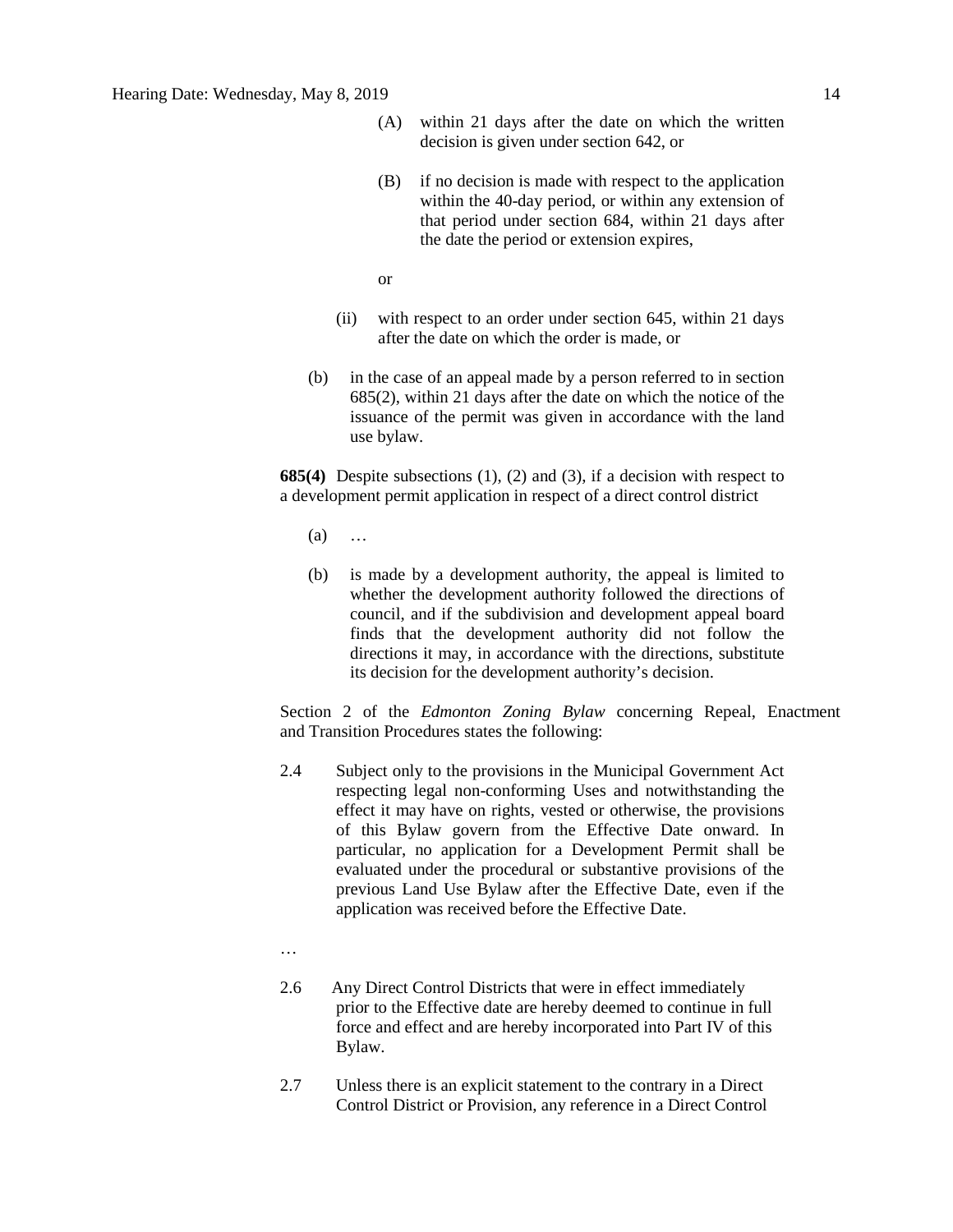(A) within 21 days after the date on which the written decision is given under section 642, or

(B) if no decision is made with respect to the application within the 40-day period, or within any extension of that period under section 684, within 21 days after the date the period or extension expires,

or

(ii) with respect to an order under section 645, within 21 days after the date on which the order is made, or

(b) in the case of an appeal made by a person referred to in section 685(2), within 21 days after the date on which the notice of the issuance of the permit was given in accordance with the land use bylaw.

**685(4)** Despite subsections (1), (2) and (3), if a decision with respect to a development permit application in respect of a direct control district

(a) …

(b) is made by a development authority, the appeal is limited to whether the development authority followed the directions of council, and if the subdivision and development appeal board finds that the development authority did not follow the directions it may, in accordance with the directions, substitute its decision for the development authority's decision.

Section 2 of the *Edmonton Zoning Bylaw* concerning Repeal, Enactment and Transition Procedures states the following:

2.4 Subject only to the provisions in the Municipal Government Act respecting legal non-conforming Uses and notwithstanding the effect it may have on rights, vested or otherwise, the provisions of this Bylaw govern from the Effective Date onward. In particular, no application for a Development Permit shall be evaluated under the procedural or substantive provisions of the previous Land Use Bylaw after the Effective Date, even if the application was received before the Effective Date.

…

2.6 Any Direct Control Districts that were in effect immediately prior to the Effective date are hereby deemed to continue in full force and effect and are hereby incorporated into Part IV of this Bylaw.

2.7 Unless there is an explicit statement to the contrary in a Direct Control District or Provision, any reference in a Direct Control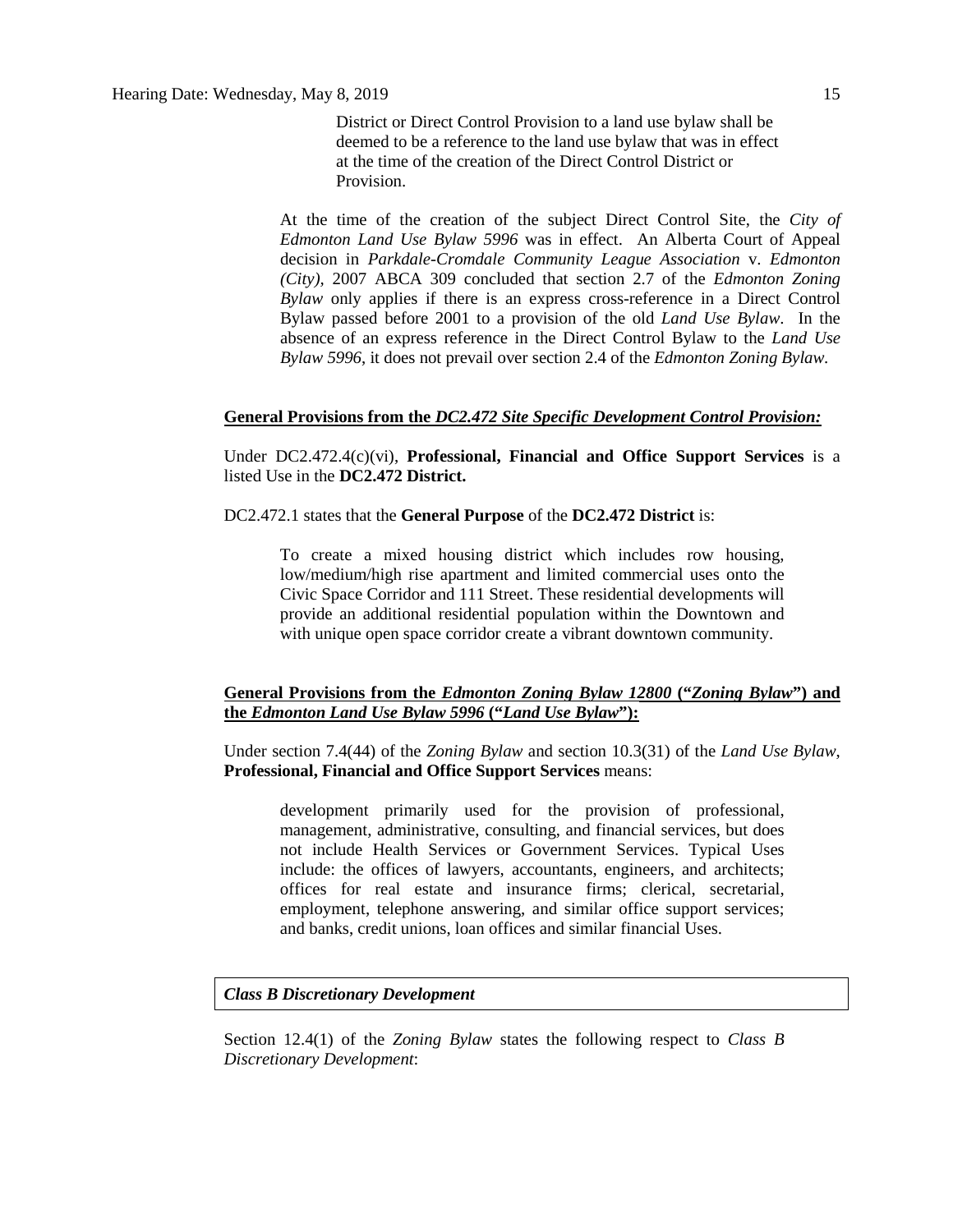> District or Direct Control Provision to a land use bylaw shall be deemed to be a reference to the land use bylaw that was in effect at the time of the creation of the Direct Control District or Provision.

At the time of the creation of the subject Direct Control Site, the *City of Edmonton Land Use Bylaw 5996* was in effect. An Alberta Court of Appeal decision in *Parkdale-Cromdale Community League Association* v. *Edmonton (City)*, 2007 ABCA 309 concluded that section 2.7 of the *Edmonton Zoning Bylaw* only applies if there is an express cross-reference in a Direct Control Bylaw passed before 2001 to a provision of the old *Land Use Bylaw*. In the absence of an express reference in the Direct Control Bylaw to the *Land Use Bylaw 5996*, it does not prevail over section 2.4 of the *Edmonton Zoning Bylaw*.

**General Provisions from the *DC2.472 Site Specific Development Control Provision:***

Under DC2.472.4(c)(vi), **Professional, Financial and Office Support Services** is a listed Use in the **DC2.472 District.**

DC2.472.1 states that the **General Purpose** of the **DC2.472 District** is:

> To create a mixed housing district which includes row housing, low/medium/high rise apartment and limited commercial uses onto the Civic Space Corridor and 111 Street. These residential developments will provide an additional residential population within the Downtown and with unique open space corridor create a vibrant downtown community.

**General Provisions from the *Edmonton Zoning Bylaw 12800* ("*Zoning Bylaw*") and the *Edmonton Land Use Bylaw 5996* ("*Land Use Bylaw*"):**

Under section 7.4(44) of the *Zoning Bylaw* and section 10.3(31) of the *Land Use Bylaw*, **Professional, Financial and Office Support Services** means:

> development primarily used for the provision of professional, management, administrative, consulting, and financial services, but does not include Health Services or Government Services. Typical Uses include: the offices of lawyers, accountants, engineers, and architects; offices for real estate and insurance firms; clerical, secretarial, employment, telephone answering, and similar office support services; and banks, credit unions, loan offices and similar financial Uses.

***Class B Discretionary Development***

Section 12.4(1) of the *Zoning Bylaw* states the following respect to *Class B Discretionary Development*: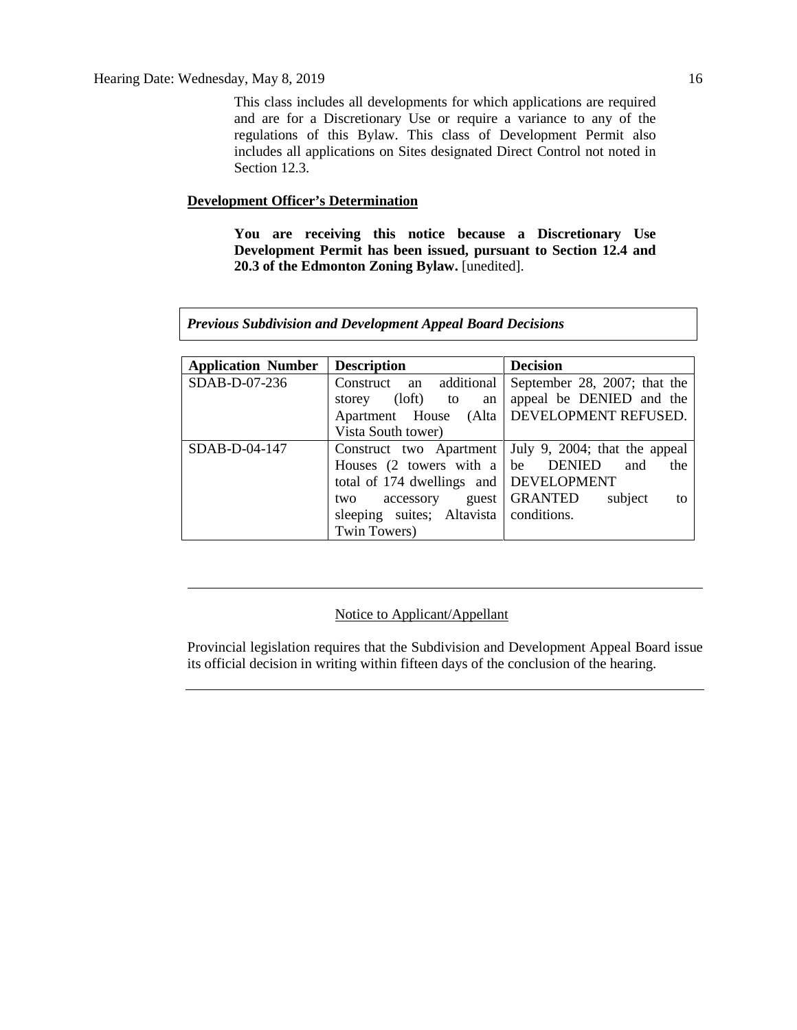This class includes all developments for which applications are required and are for a Discretionary Use or require a variance to any of the regulations of this Bylaw. This class of Development Permit also includes all applications on Sites designated Direct Control not noted in Section 12.3.

**Development Officer's Determination**

**You are receiving this notice because a Discretionary Use Development Permit has been issued, pursuant to Section 12.4 and 20.3 of the Edmonton Zoning Bylaw.** [unedited].

***Previous Subdivision and Development Appeal Board Decisions***

| Application Number | Description | Decision |
|---|---|---|
| SDAB-D-07-236 | Construct an additional storey (loft) to an Apartment House (Alta Vista South tower) | September 28, 2007; that the appeal be DENIED and the DEVELOPMENT REFUSED. |
| SDAB-D-04-147 | Construct two Apartment Houses (2 towers with a total of 174 dwellings and two accessory guest sleeping suites; Altavista Twin Towers) | July 9, 2004; that the appeal be DENIED and the DEVELOPMENT GRANTED subject to conditions. |

---

Notice to Applicant/Appellant

Provincial legislation requires that the Subdivision and Development Appeal Board issue its official decision in writing within fifteen days of the conclusion of the hearing.

---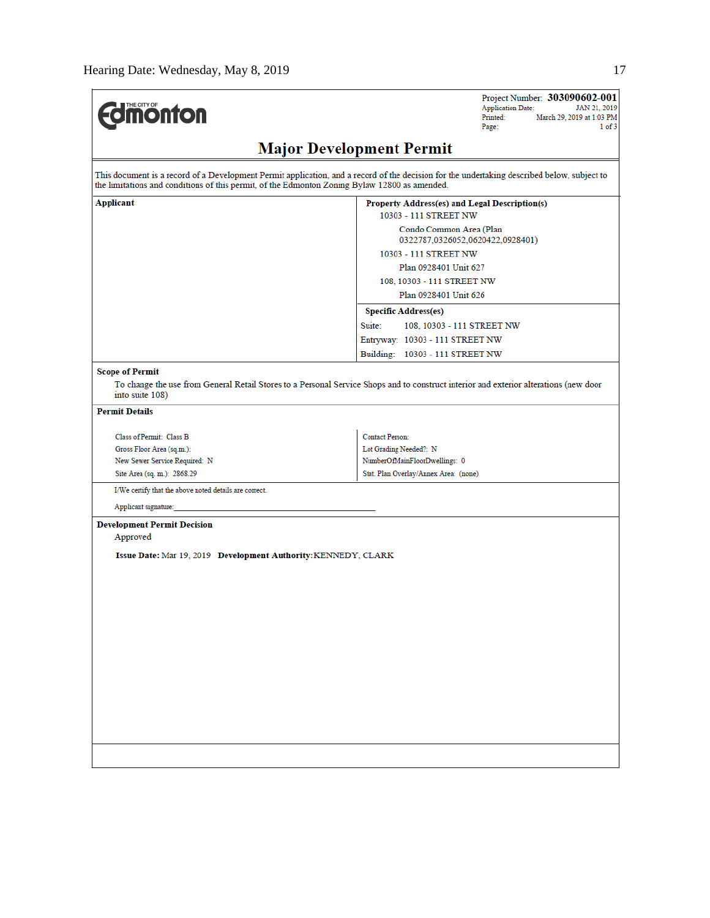THE CITY OF Edmonton

Project Number: **303090602-001**
Application Date: JAN 21, 2019
Printed: March 29, 2019 at 1:03 PM
Page: 1 of 3

# Major Development Permit

This document is a record of a Development Permit application, and a record of the decision for the undertaking described below, subject to the limitations and conditions of this permit, of the Edmonton Zoning Bylaw 12800 as amended.

| **Applicant** | **Property Address(es) and Legal Description(s)** |
|---|---|
| | 10303 - 111 STREET NW<br>Condo Common Area (Plan 0322787,0326052,0620422,0928401)<br>10303 - 111 STREET NW<br>Plan 0928401 Unit 627<br>108, 10303 - 111 STREET NW<br>Plan 0928401 Unit 626 |
| | **Specific Address(es)**<br>Suite: 108, 10303 - 111 STREET NW<br>Entryway: 10303 - 111 STREET NW<br>Building: 10303 - 111 STREET NW |

**Scope of Permit**

To change the use from General Retail Stores to a Personal Service Shops and to construct interior and exterior alterations (new door into suite 108)

**Permit Details**

| | |
|---|---|
| Class of Permit: Class B | Contact Person: |
| Gross Floor Area (sq.m.): | Lot Grading Needed?: N |
| New Sewer Service Required: N | NumberOfMainFloorDwellings: 0 |
| Site Area (sq. m.): 2868.29 | Stat. Plan Overlay/Annex Area: (none) |

I/We certify that the above noted details are correct.

Applicant signature:_______________________________________

**Development Permit Decision**

Approved

**Issue Date:** Mar 19, 2019 **Development Authority:** KENNEDY, CLARK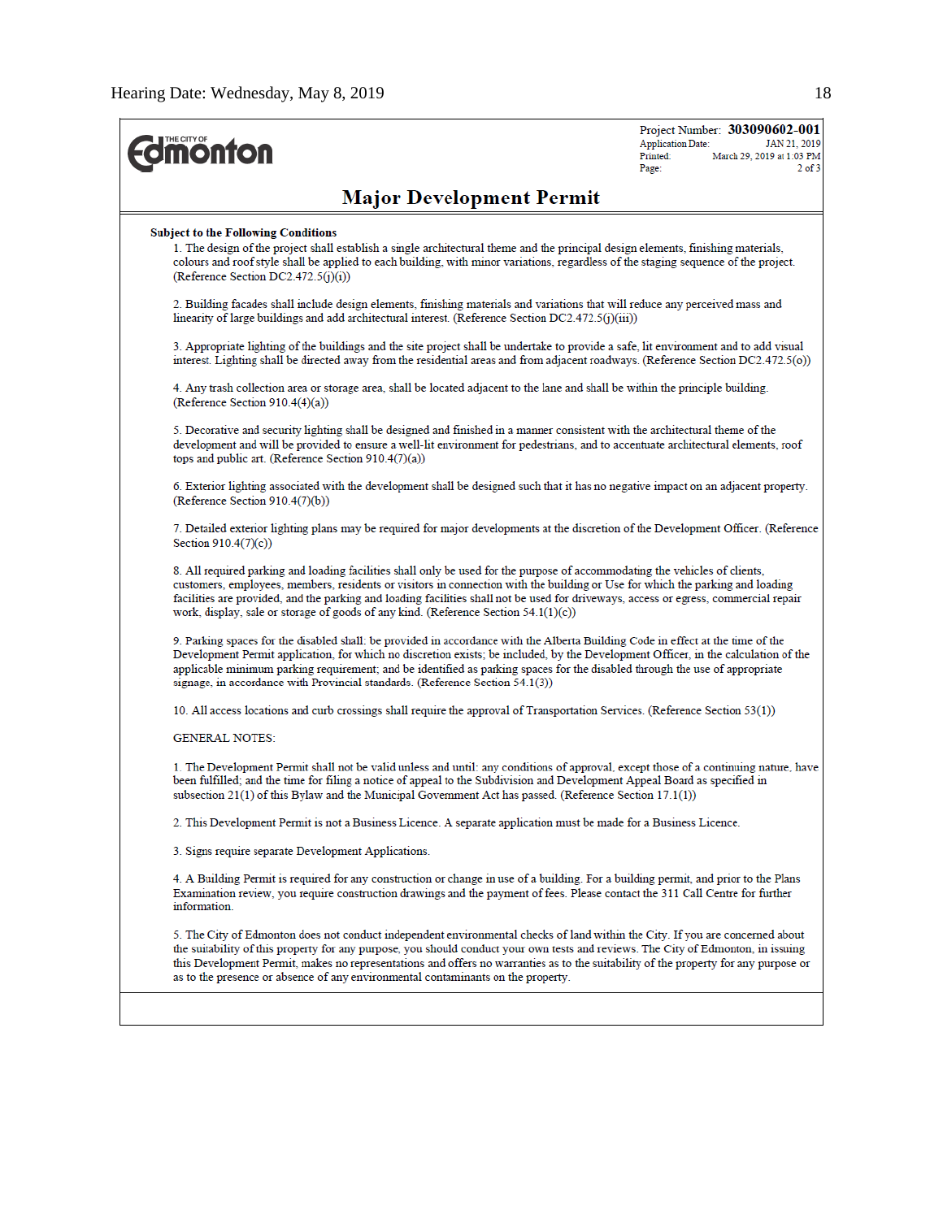THE CITY OF Edmonton

Project Number: **303090602-001**
Application Date: JAN 21, 2019
Printed: March 29, 2019 at 1:03 PM
Page: 2 of 3

# Major Development Permit

**Subject to the Following Conditions**

1. The design of the project shall establish a single architectural theme and the principal design elements, finishing materials, colours and roof style shall be applied to each building, with minor variations, regardless of the staging sequence of the project. (Reference Section DC2.472.5(j)(i))

2. Building facades shall include design elements, finishing materials and variations that will reduce any perceived mass and linearity of large buildings and add architectural interest. (Reference Section DC2.472.5(j)(iii))

3. Appropriate lighting of the buildings and the site project shall be undertake to provide a safe, lit environment and to add visual interest. Lighting shall be directed away from the residential areas and from adjacent roadways. (Reference Section DC2.472.5(o))

4. Any trash collection area or storage area, shall be located adjacent to the lane and shall be within the principle building. (Reference Section 910.4(4)(a))

5. Decorative and security lighting shall be designed and finished in a manner consistent with the architectural theme of the development and will be provided to ensure a well-lit environment for pedestrians, and to accentuate architectural elements, roof tops and public art. (Reference Section 910.4(7)(a))

6. Exterior lighting associated with the development shall be designed such that it has no negative impact on an adjacent property. (Reference Section 910.4(7)(b))

7. Detailed exterior lighting plans may be required for major developments at the discretion of the Development Officer. (Reference Section 910.4(7)(c))

8. All required parking and loading facilities shall only be used for the purpose of accommodating the vehicles of clients, customers, employees, members, residents or visitors in connection with the building or Use for which the parking and loading facilities are provided, and the parking and loading facilities shall not be used for driveways, access or egress, commercial repair work, display, sale or storage of goods of any kind. (Reference Section 54.1(1)(c))

9. Parking spaces for the disabled shall: be provided in accordance with the Alberta Building Code in effect at the time of the Development Permit application, for which no discretion exists; be included, by the Development Officer, in the calculation of the applicable minimum parking requirement; and be identified as parking spaces for the disabled through the use of appropriate signage, in accordance with Provincial standards. (Reference Section 54.1(3))

10. All access locations and curb crossings shall require the approval of Transportation Services. (Reference Section 53(1))

GENERAL NOTES:

1. The Development Permit shall not be valid unless and until: any conditions of approval, except those of a continuing nature, have been fulfilled; and the time for filing a notice of appeal to the Subdivision and Development Appeal Board as specified in subsection 21(1) of this Bylaw and the Municipal Government Act has passed. (Reference Section 17.1(1))

2. This Development Permit is not a Business Licence. A separate application must be made for a Business Licence.

3. Signs require separate Development Applications.

4. A Building Permit is required for any construction or change in use of a building. For a building permit, and prior to the Plans Examination review, you require construction drawings and the payment of fees. Please contact the 311 Call Centre for further information.

5. The City of Edmonton does not conduct independent environmental checks of land within the City. If you are concerned about the suitability of this property for any purpose, you should conduct your own tests and reviews. The City of Edmonton, in issuing this Development Permit, makes no representations and offers no warranties as to the suitability of the property for any purpose or as to the presence or absence of any environmental contaminants on the property.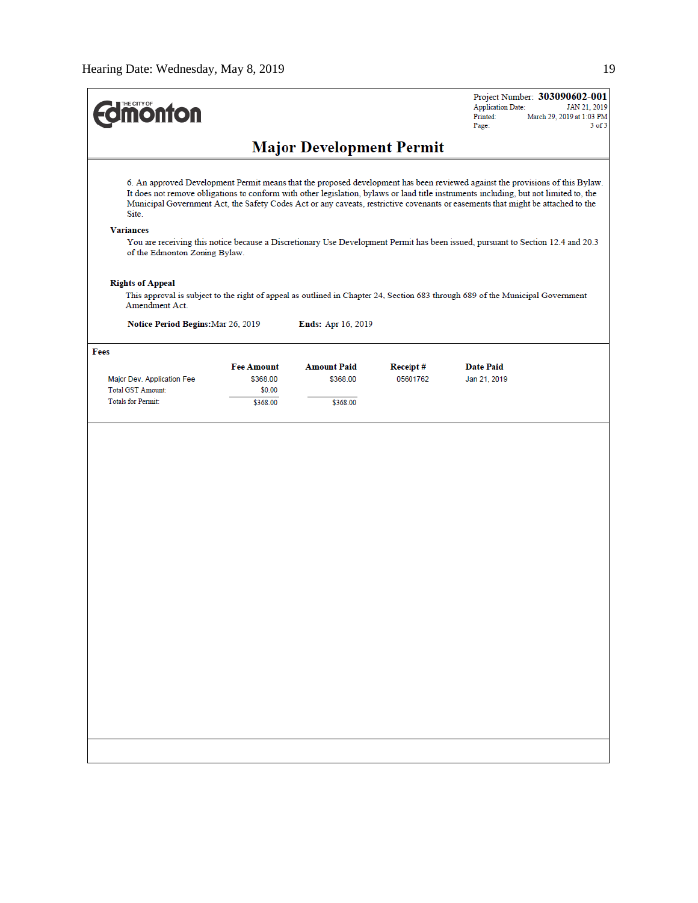THE CITY OF Edmonton

Project Number: **303090602-001**
Application Date: JAN 21, 2019
Printed: March 29, 2019 at 1:03 PM
Page: 3 of 3

# Major Development Permit

6. An approved Development Permit means that the proposed development has been reviewed against the provisions of this Bylaw. It does not remove obligations to conform with other legislation, bylaws or land title instruments including, but not limited to, the Municipal Government Act, the Safety Codes Act or any caveats, restrictive covenants or easements that might be attached to the Site.

**Variances**

You are receiving this notice because a Discretionary Use Development Permit has been issued, pursuant to Section 12.4 and 20.3 of the Edmonton Zoning Bylaw.

**Rights of Appeal**

This approval is subject to the right of appeal as outlined in Chapter 24, Section 683 through 689 of the Municipal Government Amendment Act.

**Notice Period Begins:** Mar 26, 2019 **Ends:** Apr 16, 2019

**Fees**

| | Fee Amount | Amount Paid | Receipt # | Date Paid |
|---|---|---|---|---|
| Major Dev. Application Fee | $368.00 | $368.00 | 05601762 | Jan 21, 2019 |
| Total GST Amount: | $0.00 | | | |
| Totals for Permit: | $368.00 | $368.00 | | |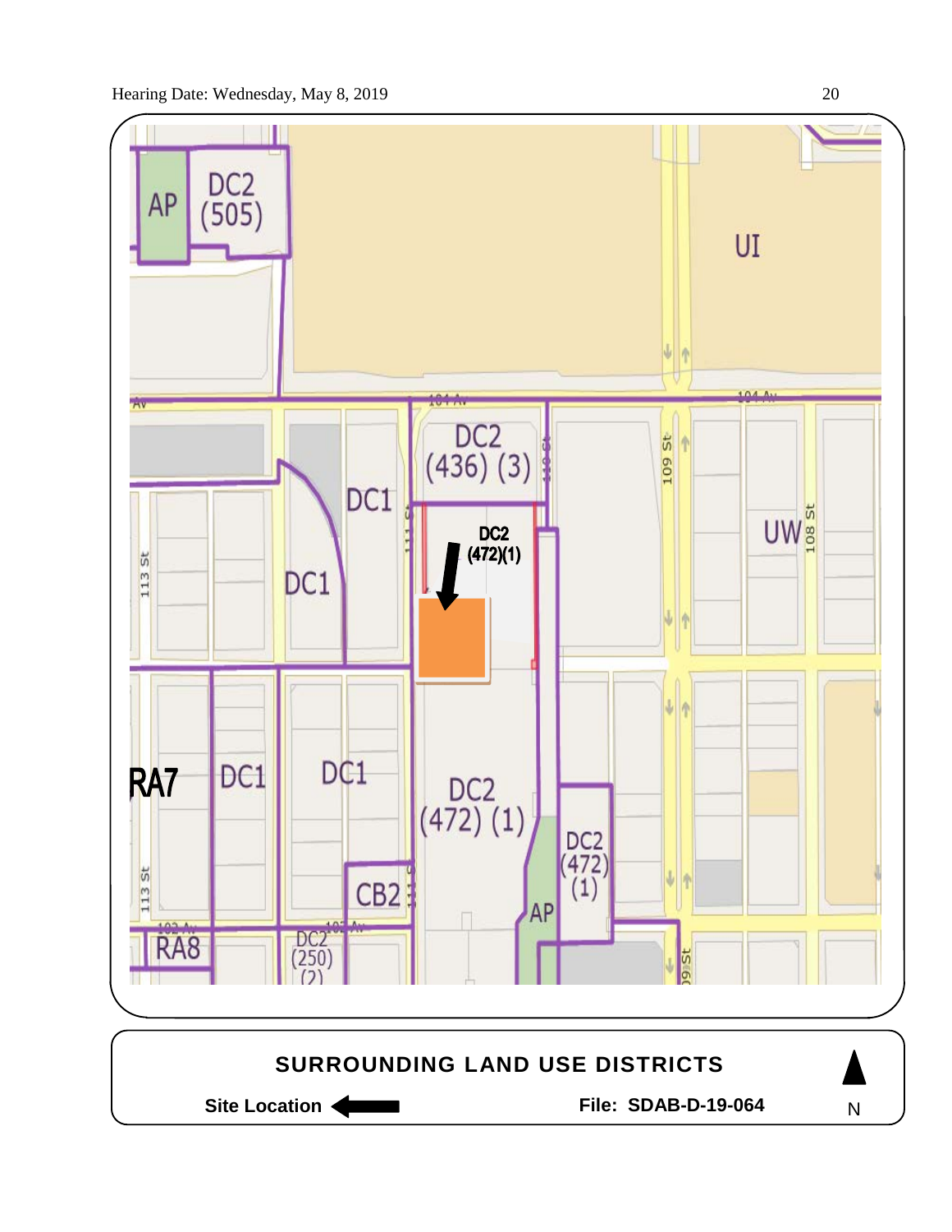AP

DC2 (505)

UI

DC2 (436) (3)

DC1

DC2 (472)(1)

DC1

UW

RA7

DC1

DC1

DC2 (472) (1)

DC2 (472) (1)

CB2

AP

RA8

DC2 (250) (2)

113 St

111 St

110 St

109 St

108 St

104 Av

102 Av

**SURROUNDING LAND USE DISTRICTS**

**Site Location** ⟵

**File: SDAB-D-19-064**

N